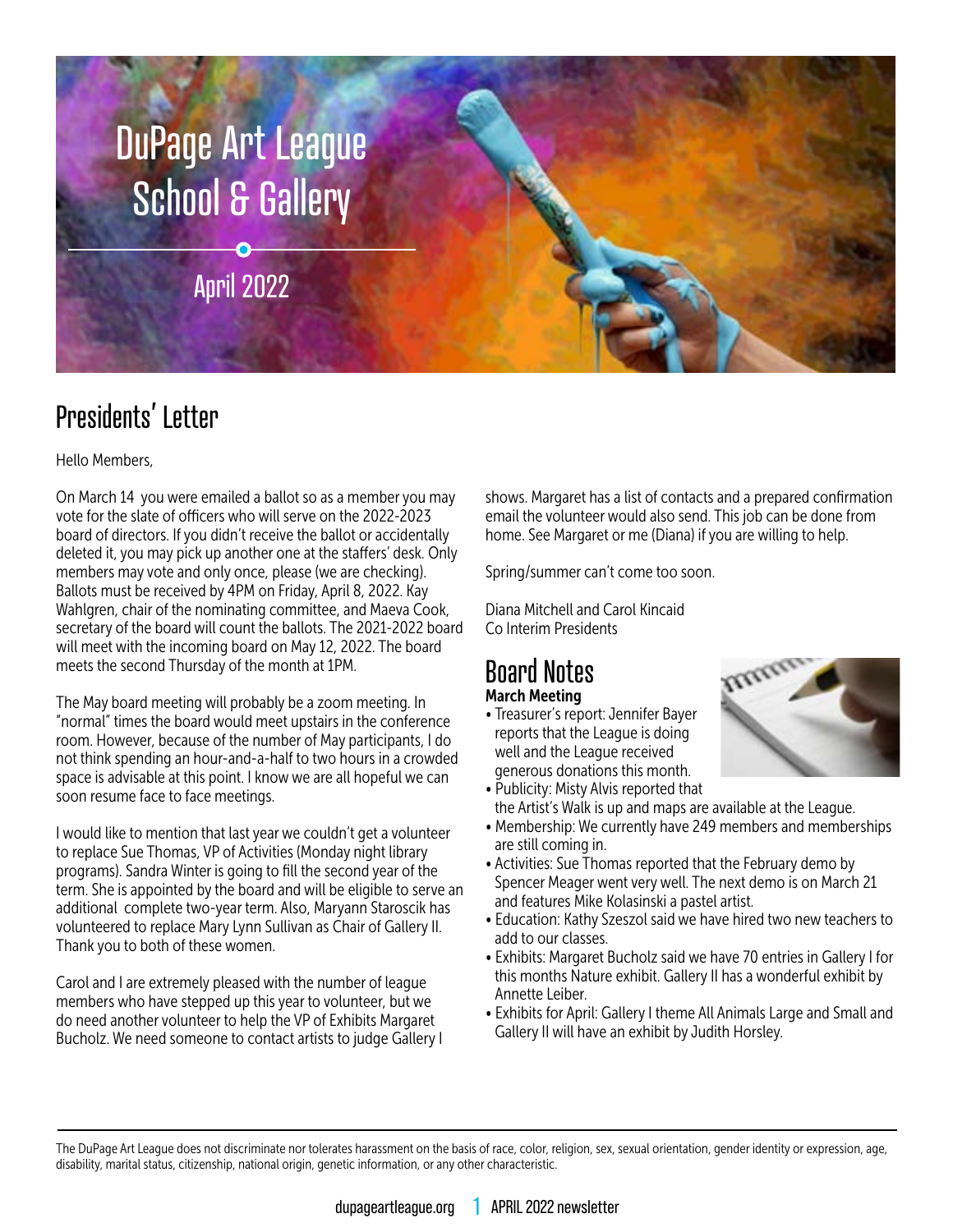# DuPage Art League School & Gallery

April 2022

## Presidents' Letter

Hello Members,

On March 14 you were emailed a ballot so as a member you may vote for the slate of officers who will serve on the 2022-2023 board of directors. If you didn't receive the ballot or accidentally deleted it, you may pick up another one at the staffers' desk. Only members may vote and only once, please (we are checking). Ballots must be received by 4PM on Friday, April 8, 2022. Kay Wahlgren, chair of the nominating committee, and Maeva Cook, secretary of the board will count the ballots. The 2021-2022 board will meet with the incoming board on May 12, 2022. The board meets the second Thursday of the month at 1PM.

The May board meeting will probably be a zoom meeting. In "normal" times the board would meet upstairs in the conference room. However, because of the number of May participants, I do not think spending an hour-and-a-half to two hours in a crowded space is advisable at this point. I know we are all hopeful we can soon resume face to face meetings.

I would like to mention that last year we couldn't get a volunteer to replace Sue Thomas, VP of Activities (Monday night library programs). Sandra Winter is going to fill the second year of the term. She is appointed by the board and will be eligible to serve an additional complete two-year term. Also, Maryann Staroscik has volunteered to replace Mary Lynn Sullivan as Chair of Gallery II. Thank you to both of these women.

Carol and I are extremely pleased with the number of league members who have stepped up this year to volunteer, but we do need another volunteer to help the VP of Exhibits Margaret Bucholz. We need someone to contact artists to judge Gallery I shows. Margaret has a list of contacts and a prepared confirmation email the volunteer would also send. This job can be done from home. See Margaret or me (Diana) if you are willing to help.

Spring/summer can't come too soon.

Diana Mitchell and Carol Kincaid
Co Interim Presidents

## Board Notes

**March Meeting**

- Treasurer's report: Jennifer Bayer reports that the League is doing well and the League received generous donations this month.
- Publicity: Misty Alvis reported that the Artist's Walk is up and maps are available at the League.
- Membership: We currently have 249 members and memberships are still coming in.
- Activities: Sue Thomas reported that the February demo by Spencer Meager went very well. The next demo is on March 21 and features Mike Kolasinski a pastel artist.
- Education: Kathy Szeszol said we have hired two new teachers to add to our classes.
- Exhibits: Margaret Bucholz said we have 70 entries in Gallery I for this months Nature exhibit. Gallery II has a wonderful exhibit by Annette Leiber.
- Exhibits for April: Gallery I theme All Animals Large and Small and Gallery II will have an exhibit by Judith Horsley.

The DuPage Art League does not discriminate nor tolerates harassment on the basis of race, color, religion, sex, sexual orientation, gender identity or expression, age, disability, marital status, citizenship, national origin, genetic information, or any other characteristic.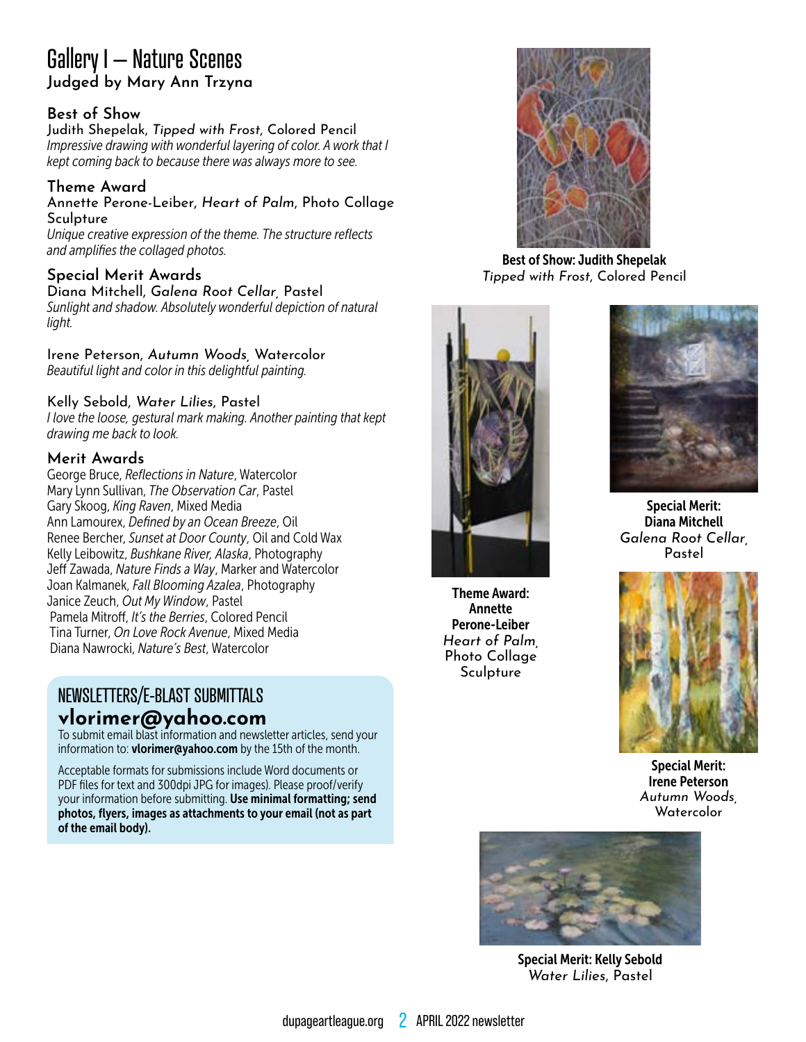# Gallery I – Nature Scenes

**Judged by Mary Ann Trzyna**

### Best of Show

Judith Shepelak, *Tipped with Frost*, Colored Pencil
*Impressive drawing with wonderful layering of color. A work that I kept coming back to because there was always more to see.*

### Theme Award

Annette Perone-Leiber, *Heart of Palm*, Photo Collage Sculpture
*Unique creative expression of the theme. The structure reflects and amplifies the collaged photos.*

### Special Merit Awards

Diana Mitchell, *Galena Root Cellar*, Pastel
*Sunlight and shadow. Absolutely wonderful depiction of natural light.*

Irene Peterson, *Autumn Woods*, Watercolor
*Beautiful light and color in this delightful painting.*

Kelly Sebold, *Water Lilies*, Pastel
*I love the loose, gestural mark making. Another painting that kept drawing me back to look.*

### Merit Awards

George Bruce, *Reflections in Nature*, Watercolor
Mary Lynn Sullivan, *The Observation Car*, Pastel
Gary Skoog, *King Raven*, Mixed Media
Ann Lamourex, *Defined by an Ocean Breeze*, Oil
Renee Bercher, *Sunset at Door County*, Oil and Cold Wax
Kelly Leibowitz, *Bushkane River, Alaska*, Photography
Jeff Zawada, *Nature Finds a Way*, Marker and Watercolor
Joan Kalmanek, *Fall Blooming Azalea*, Photography
Janice Zeuch, *Out My Window*, Pastel
Pamela Mitroff, *It's the Berries*, Colored Pencil
Tina Turner, *On Love Rock Avenue*, Mixed Media
Diana Nawrocki, *Nature's Best*, Watercolor

**Best of Show: Judith Shepelak**
*Tipped with Frost*, Colored Pencil

**Theme Award: Annette Perone-Leiber**
*Heart of Palm*, Photo Collage Sculpture

**Special Merit: Diana Mitchell**
*Galena Root Cellar*, Pastel

**Special Merit: Irene Peterson**
*Autumn Woods*, Watercolor

**Special Merit: Kelly Sebold**
*Water Lilies*, Pastel

## NEWSLETTERS/E-BLAST SUBMITTALS

**vlorimer@yahoo.com**

To submit email blast information and newsletter articles, send your information to: **vlorimer@yahoo.com** by the 15th of the month.

Acceptable formats for submissions include Word documents or PDF files for text and 300dpi JPG for images). Please proof/verify your information before submitting. **Use minimal formatting; send photos, flyers, images as attachments to your email (not as part of the email body).**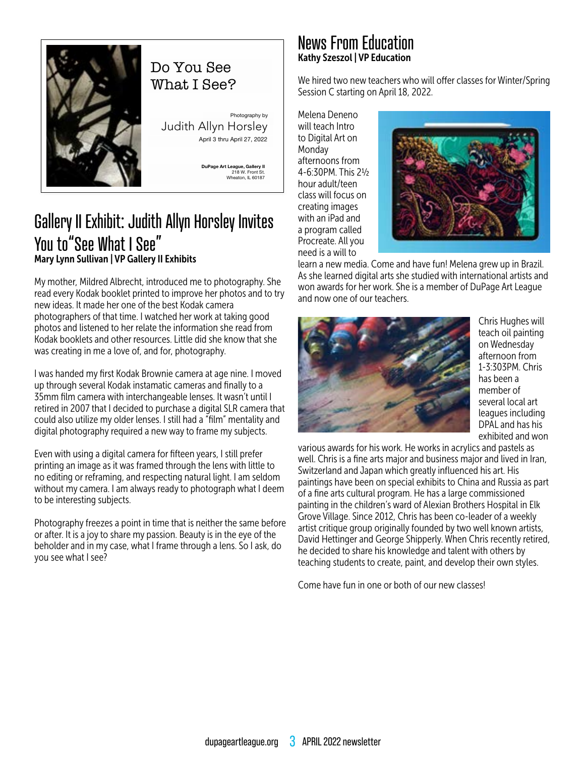Do You See What I See?

Photography by
Judith Allyn Horsley
April 3 thru April 27, 2022

DuPage Art League, Gallery II
218 W. Front St.
Wheaton, IL 60187

## Gallery II Exhibit: Judith Allyn Horsley Invites You to "See What I See"

**Mary Lynn Sullivan | VP Gallery II Exhibits**

My mother, Mildred Albrecht, introduced me to photography. She read every Kodak booklet printed to improve her photos and to try new ideas. It made her one of the best Kodak camera photographers of that time. I watched her work at taking good photos and listened to her relate the information she read from Kodak booklets and other resources. Little did she know that she was creating in me a love of, and for, photography.

I was handed my first Kodak Brownie camera at age nine. I moved up through several Kodak instamatic cameras and finally to a 35mm film camera with interchangeable lenses. It wasn't until I retired in 2007 that I decided to purchase a digital SLR camera that could also utilize my older lenses. I still had a "film" mentality and digital photography required a new way to frame my subjects.

Even with using a digital camera for fifteen years, I still prefer printing an image as it was framed through the lens with little to no editing or reframing, and respecting natural light. I am seldom without my camera. I am always ready to photograph what I deem to be interesting subjects.

Photography freezes a point in time that is neither the same before or after. It is a joy to share my passion. Beauty is in the eye of the beholder and in my case, what I frame through a lens. So I ask, do you see what I see?

## News From Education

**Kathy Szeszol | VP Education**

We hired two new teachers who will offer classes for Winter/Spring Session C starting on April 18, 2022.

Melena Deneno will teach Intro to Digital Art on Monday afternoons from 4-6:30PM. This 2½ hour adult/teen class will focus on creating images with an iPad and a program called Procreate. All you need is a will to learn a new media. Come and have fun! Melena grew up in Brazil. As she learned digital arts she studied with international artists and won awards for her work. She is a member of DuPage Art League and now one of our teachers.

Chris Hughes will teach oil painting on Wednesday afternoon from 1-3:303PM. Chris has been a member of several local art leagues including DPAL and has his exhibited and won various awards for his work. He works in acrylics and pastels as well. Chris is a fine arts major and business major and lived in Iran, Switzerland and Japan which greatly influenced his art. His paintings have been on special exhibits to China and Russia as part of a fine arts cultural program. He has a large commissioned painting in the children's ward of Alexian Brothers Hospital in Elk Grove Village. Since 2012, Chris has been co-leader of a weekly artist critique group originally founded by two well known artists, David Hettinger and George Shipperly. When Chris recently retired, he decided to share his knowledge and talent with others by teaching students to create, paint, and develop their own styles.

Come have fun in one or both of our new classes!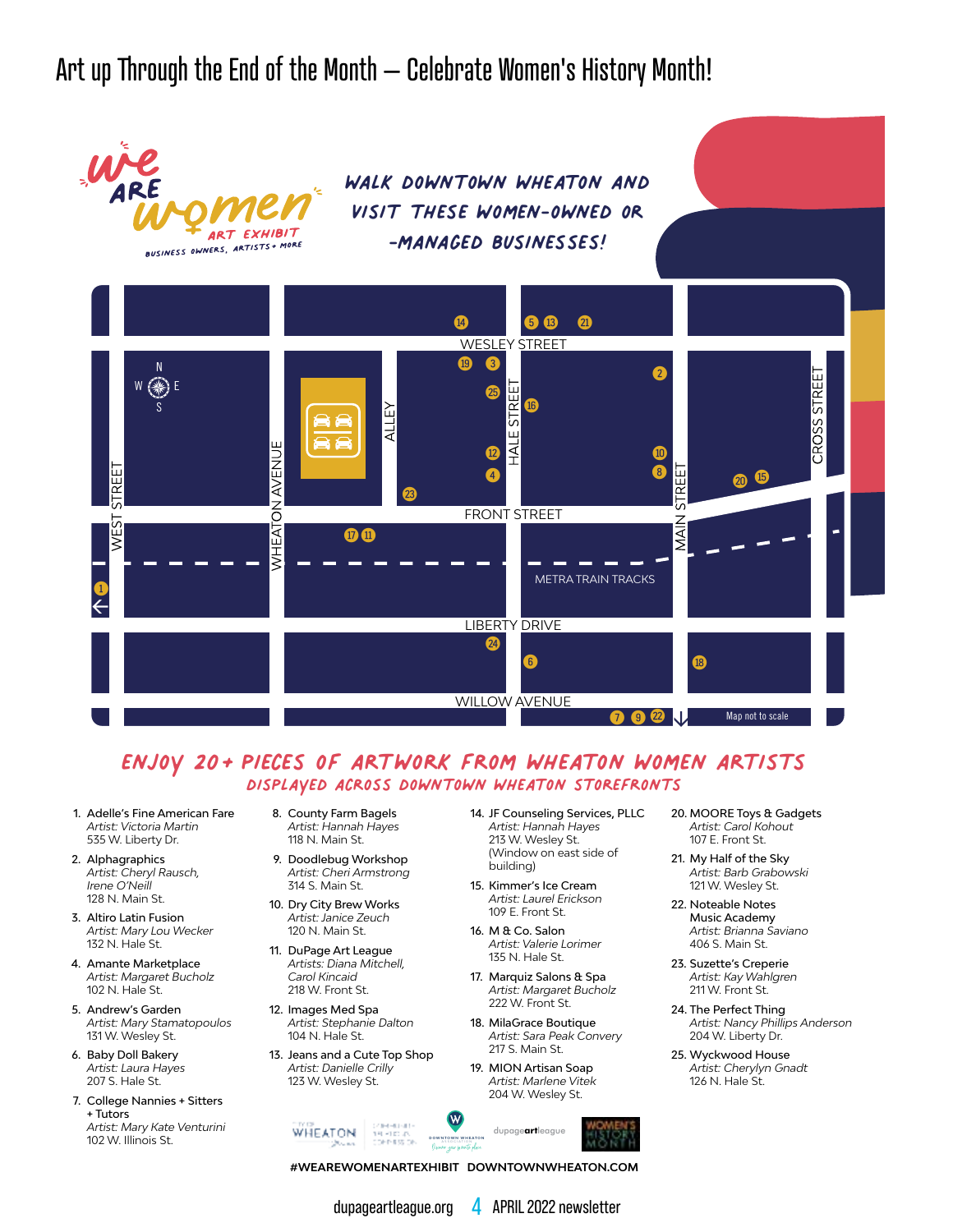# Art up Through the End of the Month – Celebrate Women's History Month!

**We Are Women** ART EXHIBIT
BUSINESS OWNERS, ARTISTS + MORE

WALK DOWNTOWN WHEATON AND VISIT THESE WOMEN-OWNED OR -MANAGED BUSINESSES!

Map not to scale

## ENJOY 20+ PIECES OF ARTWORK FROM WHEATON WOMEN ARTISTS

### DISPLAYED ACROSS DOWNTOWN WHEATON STOREFRONTS

1. Adelle's Fine American Fare
   *Artist: Victoria Martin*
   535 W. Liberty Dr.
2. Alphagraphics
   *Artist: Cheryl Rausch, Irene O'Neill*
   128 N. Main St.
3. Altiro Latin Fusion
   *Artist: Mary Lou Wecker*
   132 N. Hale St.
4. Amante Marketplace
   *Artist: Margaret Bucholz*
   102 N. Hale St.
5. Andrew's Garden
   *Artist: Mary Stamatopoulos*
   131 W. Wesley St.
6. Baby Doll Bakery
   *Artist: Laura Hayes*
   207 S. Hale St.
7. College Nannies + Sitters + Tutors
   *Artist: Mary Kate Venturini*
   102 W. Illinois St.
8. County Farm Bagels
   *Artist: Hannah Hayes*
   118 N. Main St.
9. Doodlebug Workshop
   *Artist: Cheri Armstrong*
   314 S. Main St.
10. Dry City Brew Works
    *Artist: Janice Zeuch*
    120 N. Main St.
11. DuPage Art League
    *Artists: Diana Mitchell, Carol Kincaid*
    218 W. Front St.
12. Images Med Spa
    *Artist: Stephanie Dalton*
    104 N. Hale St.
13. Jeans and a Cute Top Shop
    *Artist: Danielle Crilly*
    123 W. Wesley St.
14. JF Counseling Services, PLLC
    *Artist: Hannah Hayes*
    213 W. Wesley St.
    (Window on east side of building)
15. Kimmer's Ice Cream
    *Artist: Laurel Erickson*
    109 E. Front St.
16. M & Co. Salon
    *Artist: Valerie Lorimer*
    135 N. Hale St.
17. Marquiz Salons & Spa
    *Artist: Margaret Bucholz*
    222 W. Front St.
18. MilaGrace Boutique
    *Artist: Sara Peak Convery*
    217 S. Main St.
19. MION Artisan Soap
    *Artist: Marlene Vitek*
    204 W. Wesley St.
20. MOORE Toys & Gadgets
    *Artist: Carol Kohout*
    107 E. Front St.
21. My Half of the Sky
    *Artist: Barb Grabowski*
    121 W. Wesley St.
22. Noteable Notes Music Academy
    *Artist: Brianna Saviano*
    406 S. Main St.
23. Suzette's Creperie
    *Artist: Kay Wahlgren*
    211 W. Front St.
24. The Perfect Thing
    *Artist: Nancy Phillips Anderson*
    204 W. Liberty Dr.
25. Wyckwood House
    *Artist: Cherylyn Gnadt*
    126 N. Hale St.

#WEAREWOMENARTEXHIBIT DOWNTOWNWHEATON.COM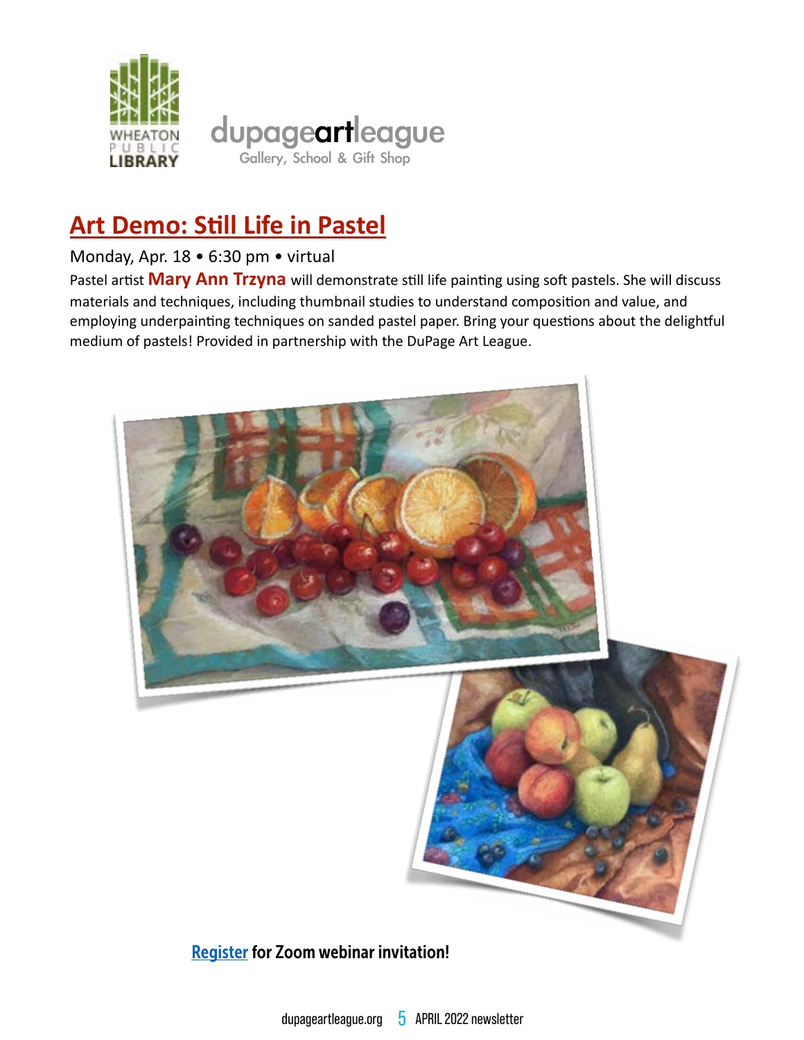WHEATON PUBLIC LIBRARY

dupageartleague
Gallery, School & Gift Shop

## Art Demo: Still Life in Pastel

Monday, Apr. 18 • 6:30 pm • virtual

Pastel artist **Mary Ann Trzyna** will demonstrate still life painting using soft pastels. She will discuss materials and techniques, including thumbnail studies to understand composition and value, and employing underpainting techniques on sanded pastel paper. Bring your questions about the delightful medium of pastels! Provided in partnership with the DuPage Art League.

**Register for Zoom webinar invitation!**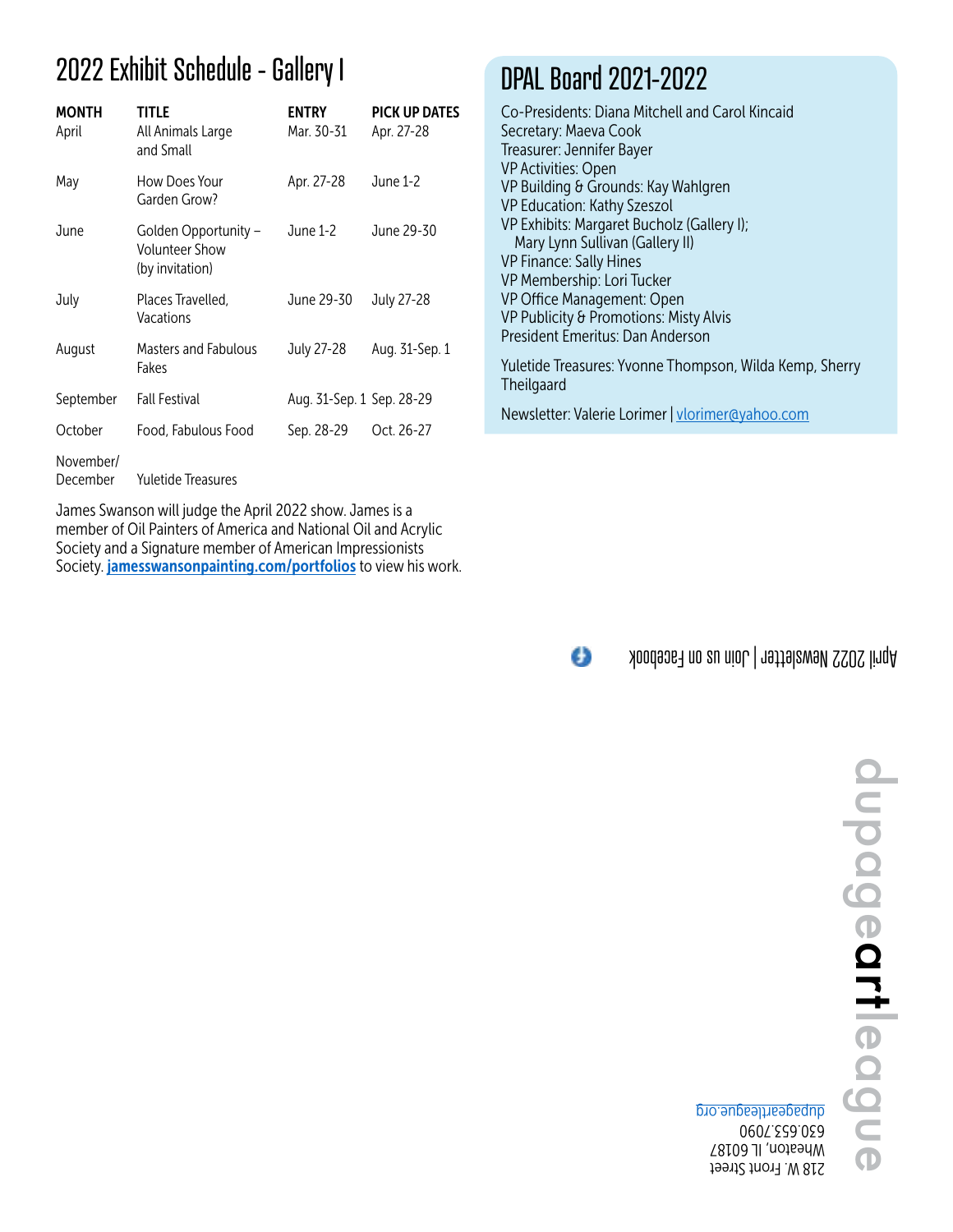## 2022 Exhibit Schedule - Gallery I

| MONTH | TITLE | ENTRY | PICK UP DATES |
|---|---|---|---|
| April | All Animals Large and Small | Mar. 30-31 | Apr. 27-28 |
| May | How Does Your Garden Grow? | Apr. 27-28 | June 1-2 |
| June | Golden Opportunity – Volunteer Show (by invitation) | June 1-2 | June 29-30 |
| July | Places Travelled, Vacations | June 29-30 | July 27-28 |
| August | Masters and Fabulous Fakes | July 27-28 | Aug. 31-Sep. 1 |
| September | Fall Festival | Aug. 31-Sep. 1 | Sep. 28-29 |
| October | Food, Fabulous Food | Sep. 28-29 | Oct. 26-27 |
| November/ December | Yuletide Treasures | | |

James Swanson will judge the April 2022 show. James is a member of Oil Painters of America and National Oil and Acrylic Society and a Signature member of American Impressionists Society. **jamesswansonpainting.com/portfolios** to view his work.

## DPAL Board 2021-2022

Co-Presidents: Diana Mitchell and Carol Kincaid
Secretary: Maeva Cook
Treasurer: Jennifer Bayer
VP Activities: Open
VP Building & Grounds: Kay Wahlgren
VP Education: Kathy Szeszol
VP Exhibits: Margaret Bucholz (Gallery I); Mary Lynn Sullivan (Gallery II)
VP Finance: Sally Hines
VP Membership: Lori Tucker
VP Office Management: Open
VP Publicity & Promotions: Misty Alvis
President Emeritus: Dan Anderson

Yuletide Treasures: Yvonne Thompson, Wilda Kemp, Sherry Theilgaard

Newsletter: Valerie Lorimer | vlorimer@yahoo.com

April 2022 Newsletter | Join us on Facebook

dupageartleague

218 W. Front Street
Wheaton, IL 60187
630.653.7090
dupageartleague.org